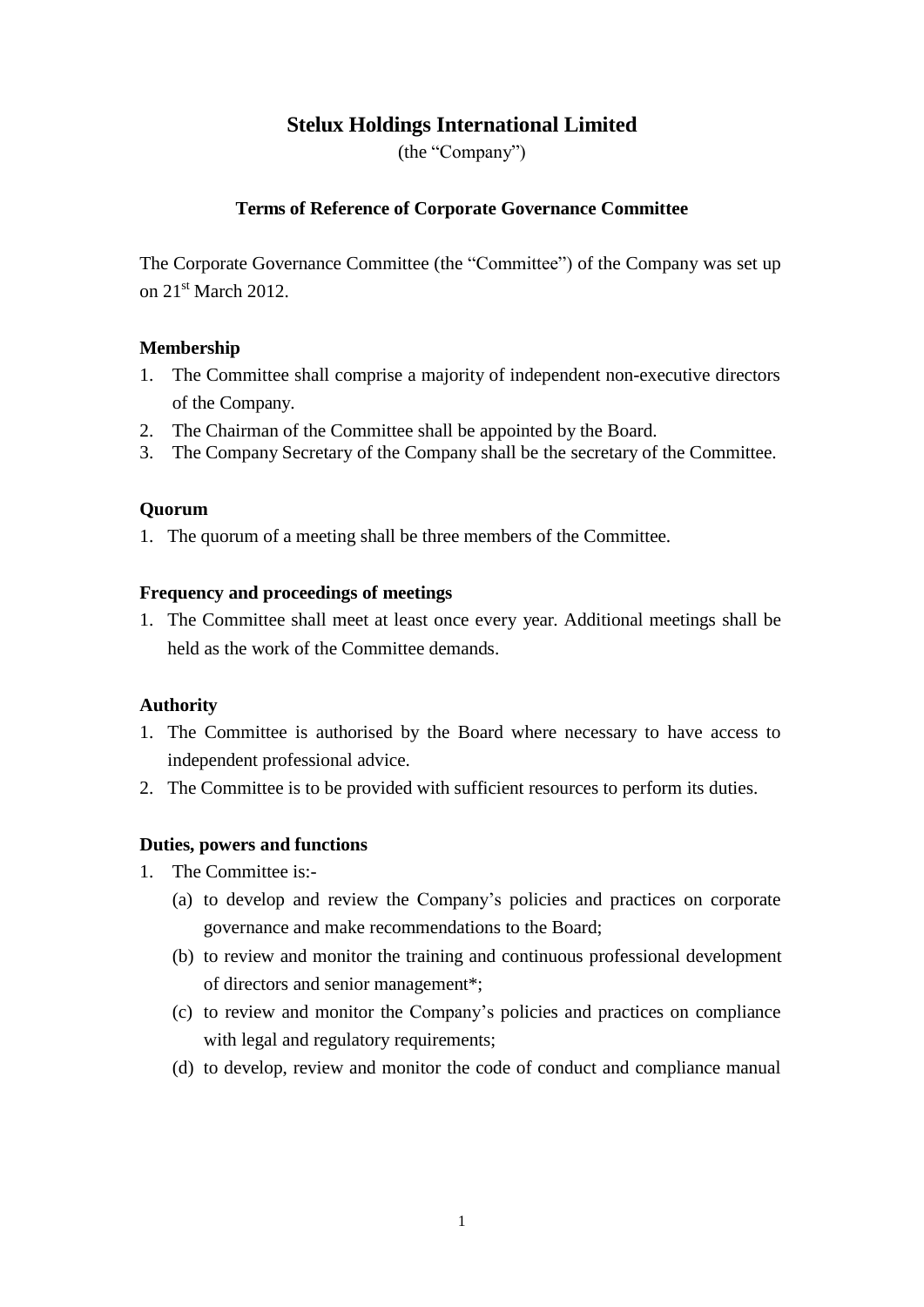# Stelux Holdings International Limited

(the "Company")

## Terms of Reference of Corporate Governance Committee

The Corporate Governance Committee (the "Committee") of the Company was set up on 21st March 2012.

### Membership

1. The Committee shall comprise a majority of independent non-executive directors of the Company.
2. The Chairman of the Committee shall be appointed by the Board.
3. The Company Secretary of the Company shall be the secretary of the Committee.

### Quorum

1. The quorum of a meeting shall be three members of the Committee.

### Frequency and proceedings of meetings

1. The Committee shall meet at least once every year. Additional meetings shall be held as the work of the Committee demands.

### Authority

1. The Committee is authorised by the Board where necessary to have access to independent professional advice.
2. The Committee is to be provided with sufficient resources to perform its duties.

### Duties, powers and functions

1. The Committee is:-
   (a) to develop and review the Company's policies and practices on corporate governance and make recommendations to the Board;
   (b) to review and monitor the training and continuous professional development of directors and senior management*;
   (c) to review and monitor the Company's policies and practices on compliance with legal and regulatory requirements;
   (d) to develop, review and monitor the code of conduct and compliance manual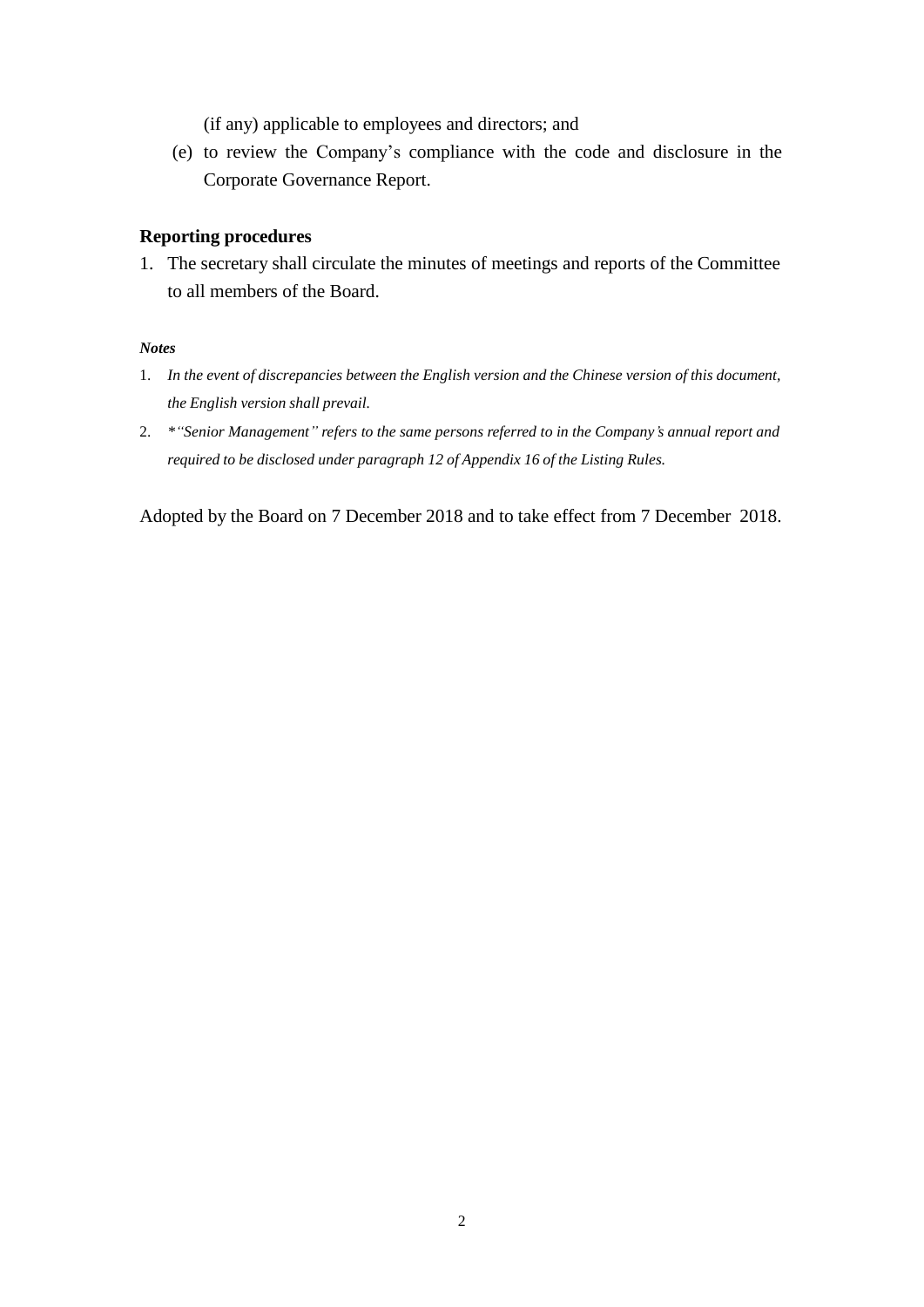(if any) applicable to employees and directors; and

(e) to review the Company's compliance with the code and disclosure in the Corporate Governance Report.

### Reporting procedures

1. The secretary shall circulate the minutes of meetings and reports of the Committee to all members of the Board.

***Notes***

1. *In the event of discrepancies between the English version and the Chinese version of this document, the English version shall prevail.*
2. *\*"Senior Management" refers to the same persons referred to in the Company's annual report and required to be disclosed under paragraph 12 of Appendix 16 of the Listing Rules.*

Adopted by the Board on 7 December 2018 and to take effect from 7 December 2018.